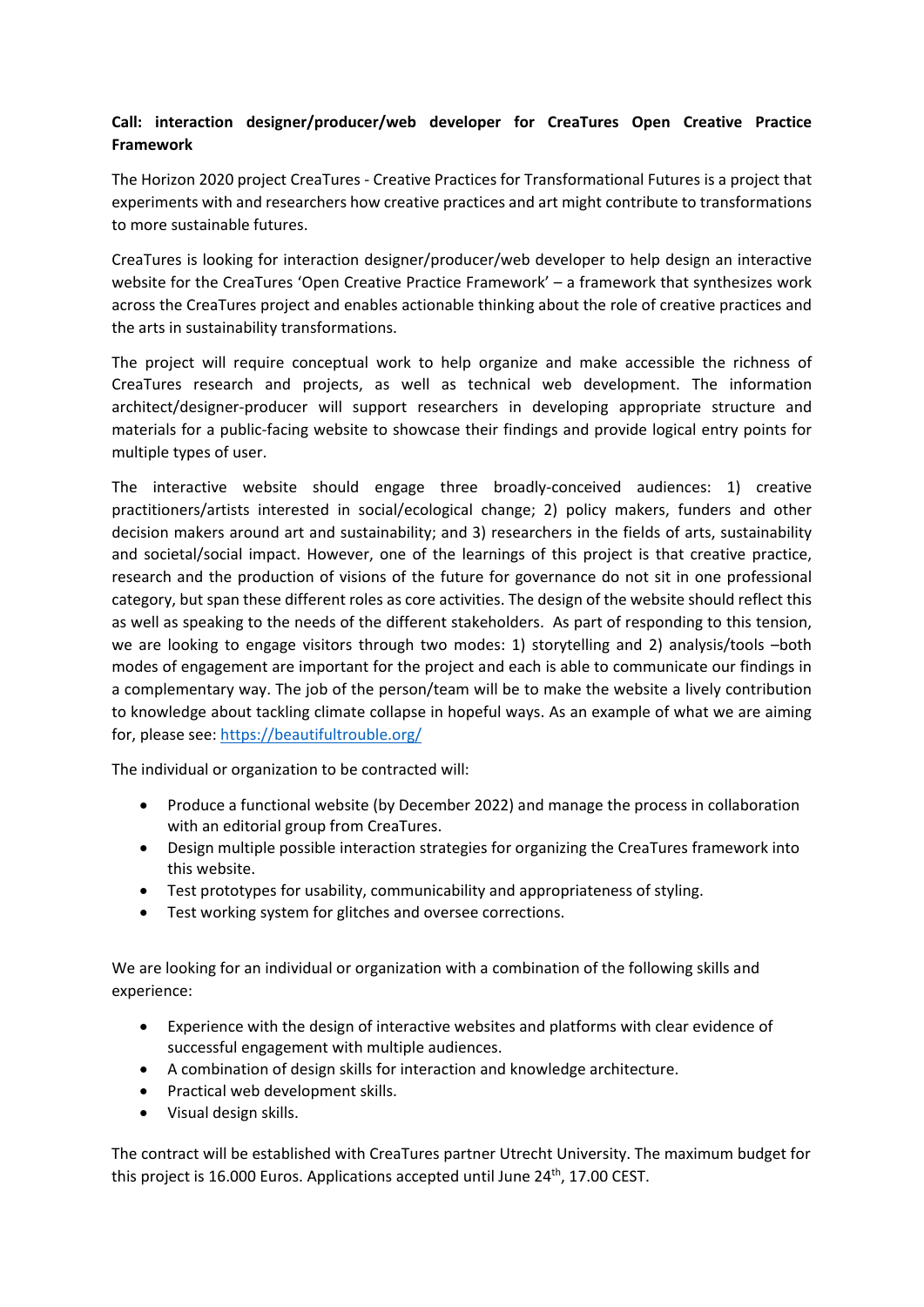**Call: interaction designer/producer/web developer for CreaTures Open Creative Practice Framework**

The Horizon 2020 project CreaTures - Creative Practices for Transformational Futures is a project that experiments with and researchers how creative practices and art might contribute to transformations to more sustainable futures.

CreaTures is looking for interaction designer/producer/web developer to help design an interactive website for the CreaTures 'Open Creative Practice Framework' – a framework that synthesizes work across the CreaTures project and enables actionable thinking about the role of creative practices and the arts in sustainability transformations.

The project will require conceptual work to help organize and make accessible the richness of CreaTures research and projects, as well as technical web development. The information architect/designer-producer will support researchers in developing appropriate structure and materials for a public-facing website to showcase their findings and provide logical entry points for multiple types of user.

The interactive website should engage three broadly-conceived audiences: 1) creative practitioners/artists interested in social/ecological change; 2) policy makers, funders and other decision makers around art and sustainability; and 3) researchers in the fields of arts, sustainability and societal/social impact. However, one of the learnings of this project is that creative practice, research and the production of visions of the future for governance do not sit in one professional category, but span these different roles as core activities. The design of the website should reflect this as well as speaking to the needs of the different stakeholders. As part of responding to this tension, we are looking to engage visitors through two modes: 1) storytelling and 2) analysis/tools –both modes of engagement are important for the project and each is able to communicate our findings in a complementary way. The job of the person/team will be to make the website a lively contribution to knowledge about tackling climate collapse in hopeful ways. As an example of what we are aiming for, please see: https://beautifultrouble.org/

The individual or organization to be contracted will:

- Produce a functional website (by December 2022) and manage the process in collaboration with an editorial group from CreaTures.
- Design multiple possible interaction strategies for organizing the CreaTures framework into this website.
- Test prototypes for usability, communicability and appropriateness of styling.
- Test working system for glitches and oversee corrections.

We are looking for an individual or organization with a combination of the following skills and experience:

- Experience with the design of interactive websites and platforms with clear evidence of successful engagement with multiple audiences.
- A combination of design skills for interaction and knowledge architecture.
- Practical web development skills.
- Visual design skills.

The contract will be established with CreaTures partner Utrecht University. The maximum budget for this project is 16.000 Euros. Applications accepted until June 24th, 17.00 CEST.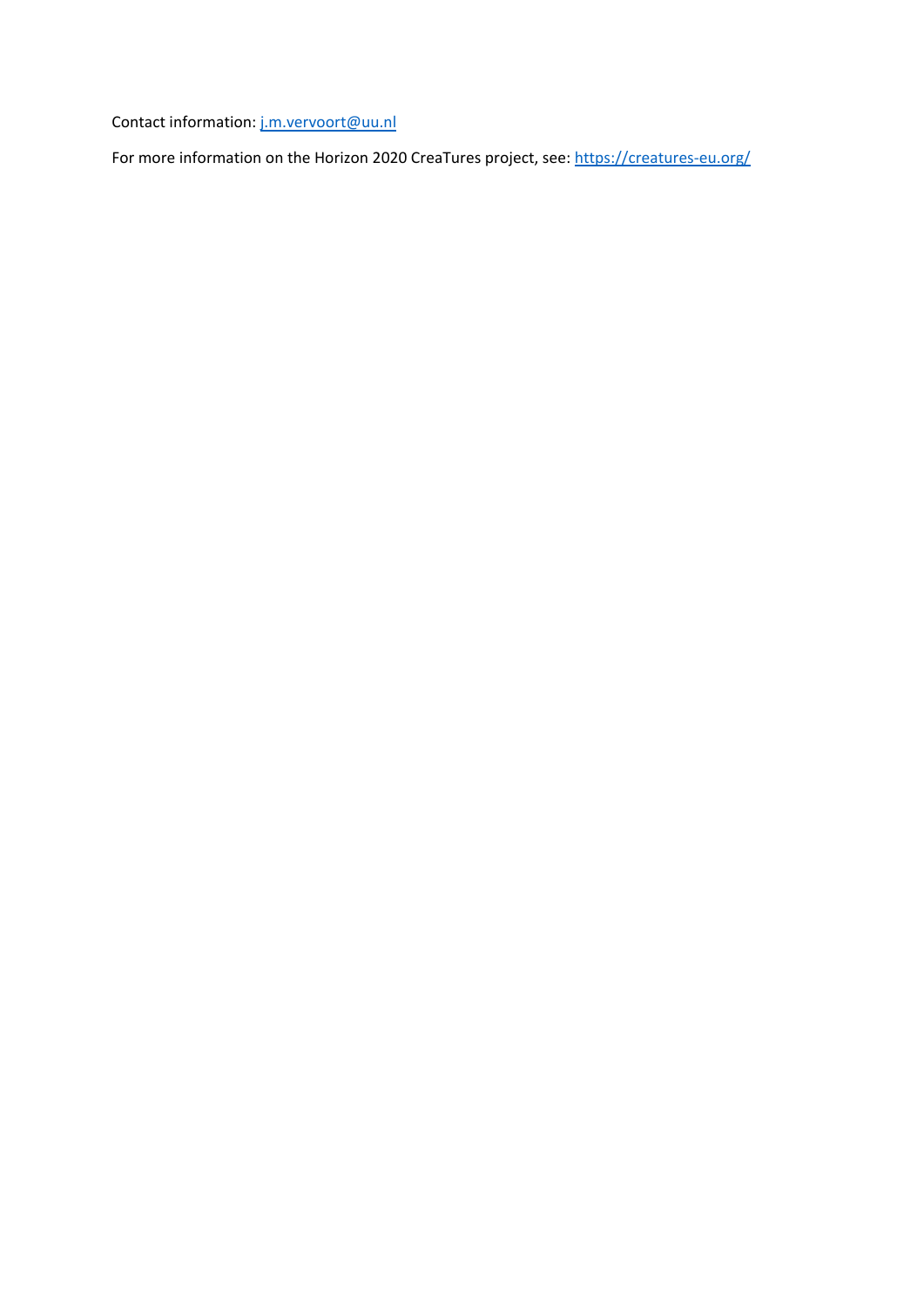Contact information: j.m.vervoort@uu.nl

For more information on the Horizon 2020 CreaTures project, see: https://creatures-eu.org/